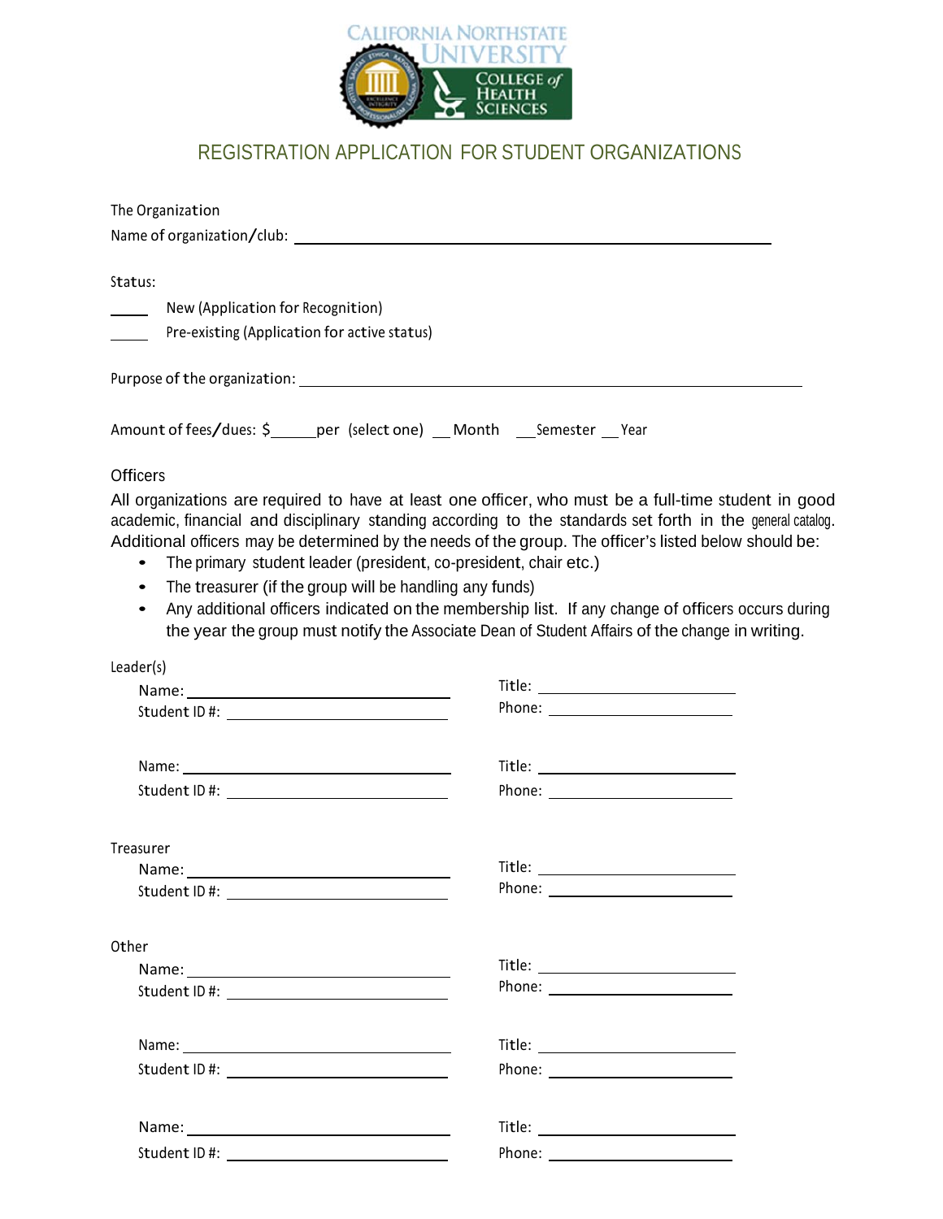CALIFORNIA NORTHSTATE UNIVERSITY

COLLEGE of HEALTH SCIENCES

# REGISTRATION APPLICATION FOR STUDENT ORGANIZATIONS

The Organization

Name of organization/club: ______________________________

Status:

____ New (Application for Recognition)

____ Pre-existing (Application for active status)

Purpose of the organization: ______________________________

Amount of fees/dues: $_____per (select one) __ Month __ Semester __ Year

## Officers

All organizations are required to have at least one officer, who must be a full-time student in good academic, financial and disciplinary standing according to the standards set forth in the general catalog. Additional officers may be determined by the needs of the group. The officer's listed below should be:

- The primary student leader (president, co-president, chair etc.)
- The treasurer (if the group will be handling any funds)
- Any additional officers indicated on the membership list. If any change of officers occurs during the year the group must notify the Associate Dean of Student Affairs of the change in writing.

Leader(s)

Name: ______________________ Title: ______________________

Student ID #: ______________________ Phone: ______________________

Name: ______________________ Title: ______________________

Student ID #: ______________________ Phone: ______________________

Treasurer

Name: ______________________ Title: ______________________

Student ID #: ______________________ Phone: ______________________

Other

Name: ______________________ Title: ______________________

Student ID #: ______________________ Phone: ______________________

Name: ______________________ Title: ______________________

Student ID #: ______________________ Phone: ______________________

Name: ______________________ Title: ______________________

Student ID #: ______________________ Phone: ______________________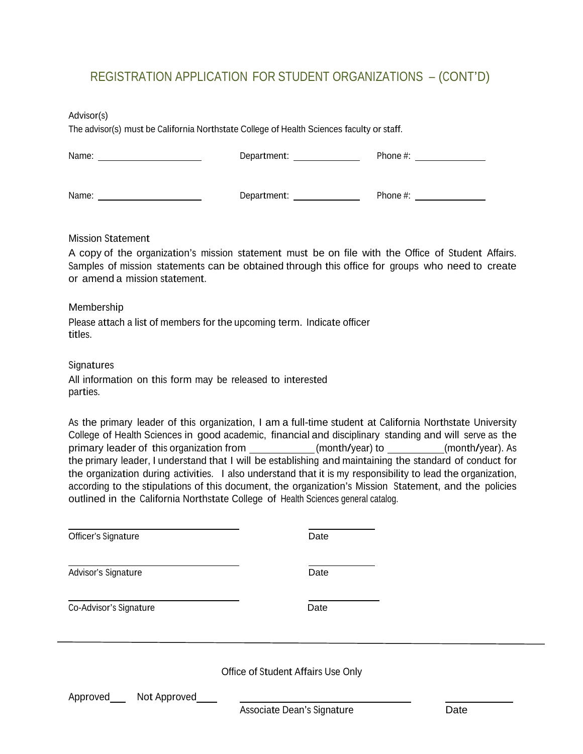## REGISTRATION APPLICATION FOR STUDENT ORGANIZATIONS – (CONT'D)

### Advisor(s)

The advisor(s) must be California Northstate College of Health Sciences faculty or staff.

Name: ____________________ Department: _____________ Phone #: ______________

Name: ____________________ Department: _____________ Phone #: ______________

### Mission Statement

A copy of the organization's mission statement must be on file with the Office of Student Affairs. Samples of mission statements can be obtained through this office for groups who need to create or amend a mission statement.

### Membership

Please attach a list of members for the upcoming term. Indicate officer titles.

### Signatures

All information on this form may be released to interested parties.

As the primary leader of this organization, I am a full-time student at California Northstate University College of Health Sciences in good academic, financial and disciplinary standing and will serve as the primary leader of this organization from ___________ (month/year) to __________ (month/year). As the primary leader, I understand that I will be establishing and maintaining the standard of conduct for the organization during activities. I also understand that it is my responsibility to lead the organization, according to the stipulations of this document, the organization's Mission Statement, and the policies outlined in the California Northstate College of Health Sciences general catalog.

_______________________________ ____________

Officer's Signature Date

_______________________________ ____________

Advisor's Signature Date

_______________________________ ____________

Co-Advisor's Signature Date

---

Office of Student Affairs Use Only

Approved___ Not Approved___ _______________________________ ____________

Associate Dean's Signature Date